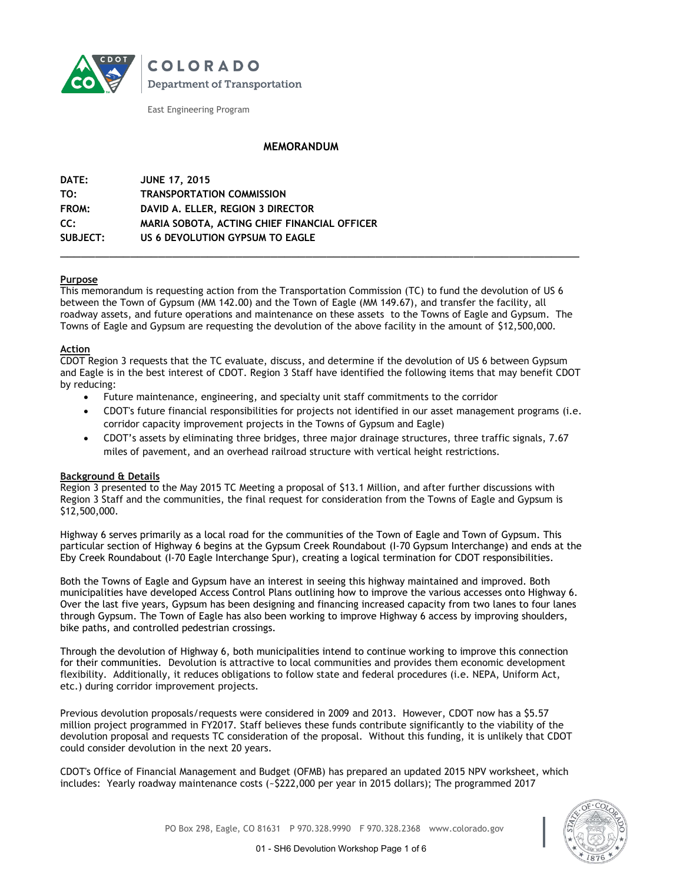COLORADO
Department of Transportation

East Engineering Program

## MEMORANDUM

**DATE:** JUNE 17, 2015
**TO:** TRANSPORTATION COMMISSION
**FROM:** DAVID A. ELLER, REGION 3 DIRECTOR
**CC:** MARIA SOBOTA, ACTING CHIEF FINANCIAL OFFICER
**SUBJECT:** US 6 DEVOLUTION GYPSUM TO EAGLE

---

### Purpose

This memorandum is requesting action from the Transportation Commission (TC) to fund the devolution of US 6 between the Town of Gypsum (MM 142.00) and the Town of Eagle (MM 149.67), and transfer the facility, all roadway assets, and future operations and maintenance on these assets to the Towns of Eagle and Gypsum. The Towns of Eagle and Gypsum are requesting the devolution of the above facility in the amount of $12,500,000.

### Action

CDOT Region 3 requests that the TC evaluate, discuss, and determine if the devolution of US 6 between Gypsum and Eagle is in the best interest of CDOT. Region 3 Staff have identified the following items that may benefit CDOT by reducing:

- Future maintenance, engineering, and specialty unit staff commitments to the corridor
- CDOT's future financial responsibilities for projects not identified in our asset management programs (i.e. corridor capacity improvement projects in the Towns of Gypsum and Eagle)
- CDOT's assets by eliminating three bridges, three major drainage structures, three traffic signals, 7.67 miles of pavement, and an overhead railroad structure with vertical height restrictions.

### Background & Details

Region 3 presented to the May 2015 TC Meeting a proposal of $13.1 Million, and after further discussions with Region 3 Staff and the communities, the final request for consideration from the Towns of Eagle and Gypsum is $12,500,000.

Highway 6 serves primarily as a local road for the communities of the Town of Eagle and Town of Gypsum. This particular section of Highway 6 begins at the Gypsum Creek Roundabout (I-70 Gypsum Interchange) and ends at the Eby Creek Roundabout (I-70 Eagle Interchange Spur), creating a logical termination for CDOT responsibilities.

Both the Towns of Eagle and Gypsum have an interest in seeing this highway maintained and improved. Both municipalities have developed Access Control Plans outlining how to improve the various accesses onto Highway 6. Over the last five years, Gypsum has been designing and financing increased capacity from two lanes to four lanes through Gypsum. The Town of Eagle has also been working to improve Highway 6 access by improving shoulders, bike paths, and controlled pedestrian crossings.

Through the devolution of Highway 6, both municipalities intend to continue working to improve this connection for their communities. Devolution is attractive to local communities and provides them economic development flexibility. Additionally, it reduces obligations to follow state and federal procedures (i.e. NEPA, Uniform Act, etc.) during corridor improvement projects.

Previous devolution proposals/requests were considered in 2009 and 2013. However, CDOT now has a $5.57 million project programmed in FY2017. Staff believes these funds contribute significantly to the viability of the devolution proposal and requests TC consideration of the proposal. Without this funding, it is unlikely that CDOT could consider devolution in the next 20 years.

CDOT's Office of Financial Management and Budget (OFMB) has prepared an updated 2015 NPV worksheet, which includes: Yearly roadway maintenance costs (~$222,000 per year in 2015 dollars); The programmed 2017

PO Box 298, Eagle, CO 81631 P 970.328.9990 F 970.328.2368 www.colorado.gov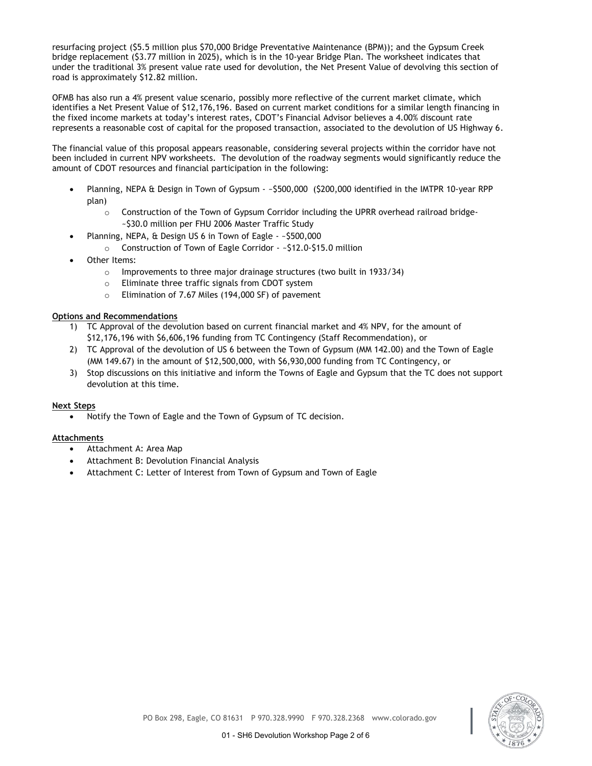resurfacing project ($5.5 million plus $70,000 Bridge Preventative Maintenance (BPM)); and the Gypsum Creek bridge replacement ($3.77 million in 2025), which is in the 10-year Bridge Plan. The worksheet indicates that under the traditional 3% present value rate used for devolution, the Net Present Value of devolving this section of road is approximately $12.82 million.

OFMB has also run a 4% present value scenario, possibly more reflective of the current market climate, which identifies a Net Present Value of $12,176,196. Based on current market conditions for a similar length financing in the fixed income markets at today's interest rates, CDOT's Financial Advisor believes a 4.00% discount rate represents a reasonable cost of capital for the proposed transaction, associated to the devolution of US Highway 6.

The financial value of this proposal appears reasonable, considering several projects within the corridor have not been included in current NPV worksheets. The devolution of the roadway segments would significantly reduce the amount of CDOT resources and financial participation in the following:

- Planning, NEPA & Design in Town of Gypsum - ~$500,000 ($200,000 identified in the IMTPR 10-year RPP plan)
  - Construction of the Town of Gypsum Corridor including the UPRR overhead railroad bridge- ~$30.0 million per FHU 2006 Master Traffic Study
- Planning, NEPA, & Design US 6 in Town of Eagle - ~$500,000
  - Construction of Town of Eagle Corridor - ~$12.0-$15.0 million
- Other Items:
  - Improvements to three major drainage structures (two built in 1933/34)
  - Eliminate three traffic signals from CDOT system
  - Elimination of 7.67 Miles (194,000 SF) of pavement

**Options and Recommendations**

1) TC Approval of the devolution based on current financial market and 4% NPV, for the amount of $12,176,196 with $6,606,196 funding from TC Contingency (Staff Recommendation), or
2) TC Approval of the devolution of US 6 between the Town of Gypsum (MM 142.00) and the Town of Eagle (MM 149.67) in the amount of $12,500,000, with $6,930,000 funding from TC Contingency, or
3) Stop discussions on this initiative and inform the Towns of Eagle and Gypsum that the TC does not support devolution at this time.

**Next Steps**

- Notify the Town of Eagle and the Town of Gypsum of TC decision.

**Attachments**

- Attachment A: Area Map
- Attachment B: Devolution Financial Analysis
- Attachment C: Letter of Interest from Town of Gypsum and Town of Eagle

PO Box 298, Eagle, CO 81631 P 970.328.9990 F 970.328.2368 www.colorado.gov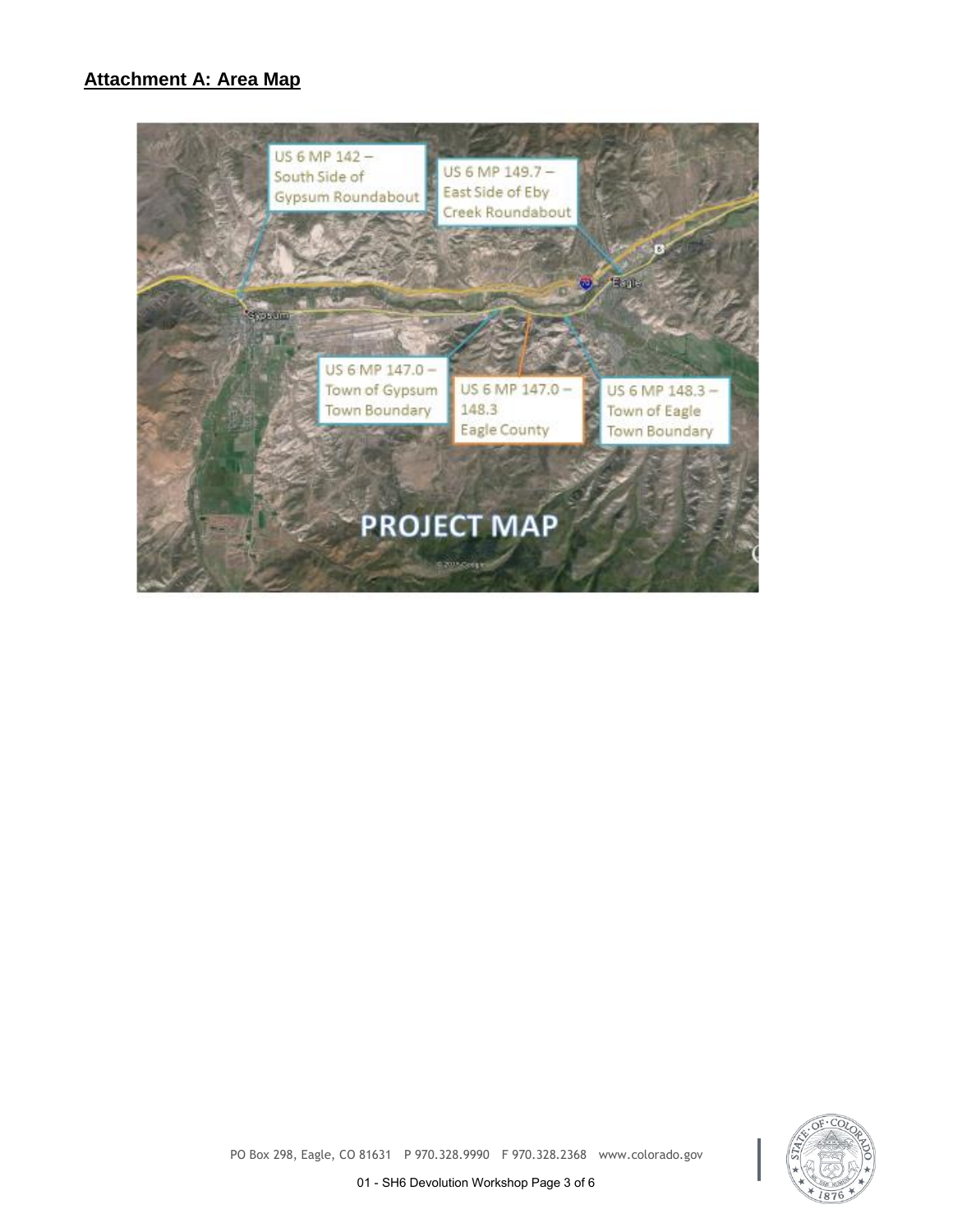## Attachment A: Area Map

US 6 MP 142 – South Side of Gypsum Roundabout

US 6 MP 149.7 – East Side of Eby Creek Roundabout

US 6 MP 147.0 – Town of Gypsum Town Boundary

US 6 MP 147.0 – 148.3 Eagle County

US 6 MP 148.3 – Town of Eagle Town Boundary

PROJECT MAP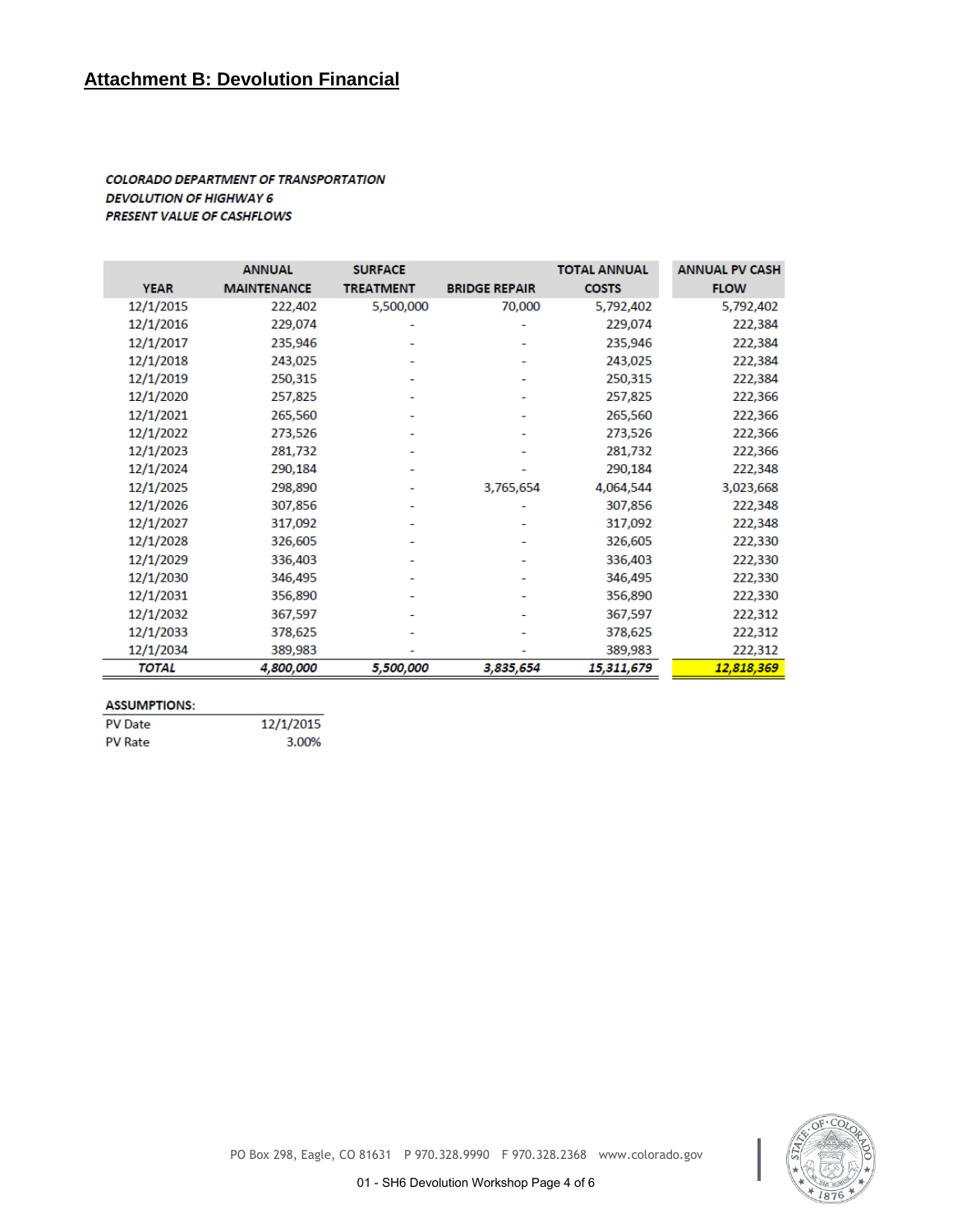## Attachment B: Devolution Financial

***COLORADO DEPARTMENT OF TRANSPORTATION***
***DEVOLUTION OF HIGHWAY 6***
***PRESENT VALUE OF CASHFLOWS***

| YEAR | ANNUAL MAINTENANCE | SURFACE TREATMENT | BRIDGE REPAIR | TOTAL ANNUAL COSTS | ANNUAL PV CASH FLOW |
|---|---|---|---|---|---|
| 12/1/2015 | 222,402 | 5,500,000 | 70,000 | 5,792,402 | 5,792,402 |
| 12/1/2016 | 229,074 | - | - | 229,074 | 222,384 |
| 12/1/2017 | 235,946 | - | - | 235,946 | 222,384 |
| 12/1/2018 | 243,025 | - | - | 243,025 | 222,384 |
| 12/1/2019 | 250,315 | - | - | 250,315 | 222,384 |
| 12/1/2020 | 257,825 | - | - | 257,825 | 222,366 |
| 12/1/2021 | 265,560 | - | - | 265,560 | 222,366 |
| 12/1/2022 | 273,526 | - | - | 273,526 | 222,366 |
| 12/1/2023 | 281,732 | - | - | 281,732 | 222,366 |
| 12/1/2024 | 290,184 | - | - | 290,184 | 222,348 |
| 12/1/2025 | 298,890 | - | 3,765,654 | 4,064,544 | 3,023,668 |
| 12/1/2026 | 307,856 | - | - | 307,856 | 222,348 |
| 12/1/2027 | 317,092 | - | - | 317,092 | 222,348 |
| 12/1/2028 | 326,605 | - | - | 326,605 | 222,330 |
| 12/1/2029 | 336,403 | - | - | 336,403 | 222,330 |
| 12/1/2030 | 346,495 | - | - | 346,495 | 222,330 |
| 12/1/2031 | 356,890 | - | - | 356,890 | 222,330 |
| 12/1/2032 | 367,597 | - | - | 367,597 | 222,312 |
| 12/1/2033 | 378,625 | - | - | 378,625 | 222,312 |
| 12/1/2034 | 389,983 | - | - | 389,983 | 222,312 |
| ***TOTAL*** | ***4,800,000*** | ***5,500,000*** | ***3,835,654*** | ***15,311,679*** | ***12,818,369*** |

**ASSUMPTIONS:**

| | |
|---|---|
| PV Date | 12/1/2015 |
| PV Rate | 3.00% |

PO Box 298, Eagle, CO 81631 P 970.328.9990 F 970.328.2368 www.colorado.gov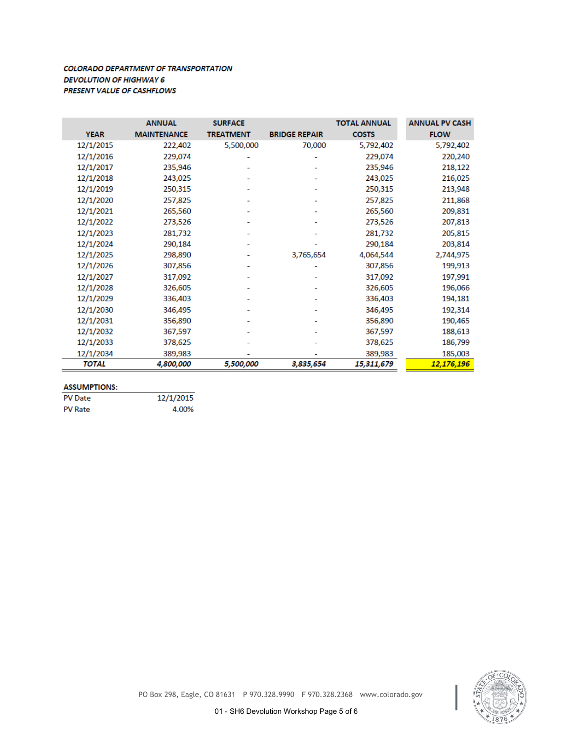***COLORADO DEPARTMENT OF TRANSPORTATION***
***DEVOLUTION OF HIGHWAY 6***
***PRESENT VALUE OF CASHFLOWS***

| YEAR | ANNUAL MAINTENANCE | SURFACE TREATMENT | BRIDGE REPAIR | TOTAL ANNUAL COSTS | ANNUAL PV CASH FLOW |
|---|---|---|---|---|---|
| 12/1/2015 | 222,402 | 5,500,000 | 70,000 | 5,792,402 | 5,792,402 |
| 12/1/2016 | 229,074 | - | - | 229,074 | 220,240 |
| 12/1/2017 | 235,946 | - | - | 235,946 | 218,122 |
| 12/1/2018 | 243,025 | - | - | 243,025 | 216,025 |
| 12/1/2019 | 250,315 | - | - | 250,315 | 213,948 |
| 12/1/2020 | 257,825 | - | - | 257,825 | 211,868 |
| 12/1/2021 | 265,560 | - | - | 265,560 | 209,831 |
| 12/1/2022 | 273,526 | - | - | 273,526 | 207,813 |
| 12/1/2023 | 281,732 | - | - | 281,732 | 205,815 |
| 12/1/2024 | 290,184 | - | - | 290,184 | 203,814 |
| 12/1/2025 | 298,890 | - | 3,765,654 | 4,064,544 | 2,744,975 |
| 12/1/2026 | 307,856 | - | - | 307,856 | 199,913 |
| 12/1/2027 | 317,092 | - | - | 317,092 | 197,991 |
| 12/1/2028 | 326,605 | - | - | 326,605 | 196,066 |
| 12/1/2029 | 336,403 | - | - | 336,403 | 194,181 |
| 12/1/2030 | 346,495 | - | - | 346,495 | 192,314 |
| 12/1/2031 | 356,890 | - | - | 356,890 | 190,465 |
| 12/1/2032 | 367,597 | - | - | 367,597 | 188,613 |
| 12/1/2033 | 378,625 | - | - | 378,625 | 186,799 |
| 12/1/2034 | 389,983 | - | - | 389,983 | 185,003 |
| ***TOTAL*** | ***4,800,000*** | ***5,500,000*** | ***3,835,654*** | ***15,311,679*** | ***12,176,196*** |

**ASSUMPTIONS:**

| | |
|---|---|
| PV Date | 12/1/2015 |
| PV Rate | 4.00% |

PO Box 298, Eagle, CO 81631 P 970.328.9990 F 970.328.2368 www.colorado.gov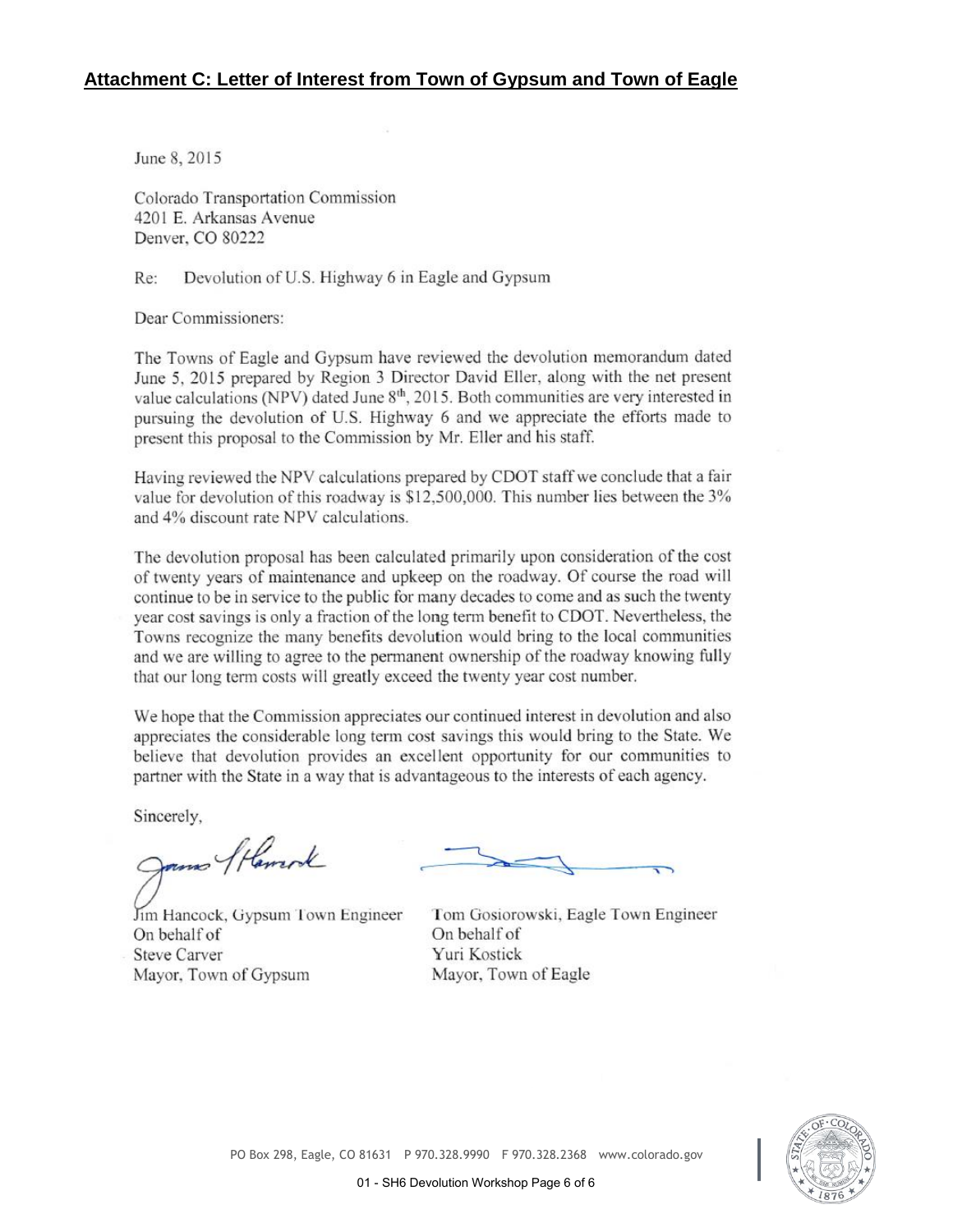## Attachment C: Letter of Interest from Town of Gypsum and Town of Eagle

June 8, 2015

Colorado Transportation Commission
4201 E. Arkansas Avenue
Denver, CO 80222

Re: Devolution of U.S. Highway 6 in Eagle and Gypsum

Dear Commissioners:

The Towns of Eagle and Gypsum have reviewed the devolution memorandum dated June 5, 2015 prepared by Region 3 Director David Eller, along with the net present value calculations (NPV) dated June 8th, 2015. Both communities are very interested in pursuing the devolution of U.S. Highway 6 and we appreciate the efforts made to present this proposal to the Commission by Mr. Eller and his staff.

Having reviewed the NPV calculations prepared by CDOT staff we conclude that a fair value for devolution of this roadway is $12,500,000. This number lies between the 3% and 4% discount rate NPV calculations.

The devolution proposal has been calculated primarily upon consideration of the cost of twenty years of maintenance and upkeep on the roadway. Of course the road will continue to be in service to the public for many decades to come and as such the twenty year cost savings is only a fraction of the long term benefit to CDOT. Nevertheless, the Towns recognize the many benefits devolution would bring to the local communities and we are willing to agree to the permanent ownership of the roadway knowing fully that our long term costs will greatly exceed the twenty year cost number.

We hope that the Commission appreciates our continued interest in devolution and also appreciates the considerable long term cost savings this would bring to the State. We believe that devolution provides an excellent opportunity for our communities to partner with the State in a way that is advantageous to the interests of each agency.

Sincerely,

Jim Hancock, Gypsum Town Engineer
On behalf of
Steve Carver
Mayor, Town of Gypsum

Tom Gosiorowski, Eagle Town Engineer
On behalf of
Yuri Kostick
Mayor, Town of Eagle

PO Box 298, Eagle, CO 81631 P 970.328.9990 F 970.328.2368 www.colorado.gov